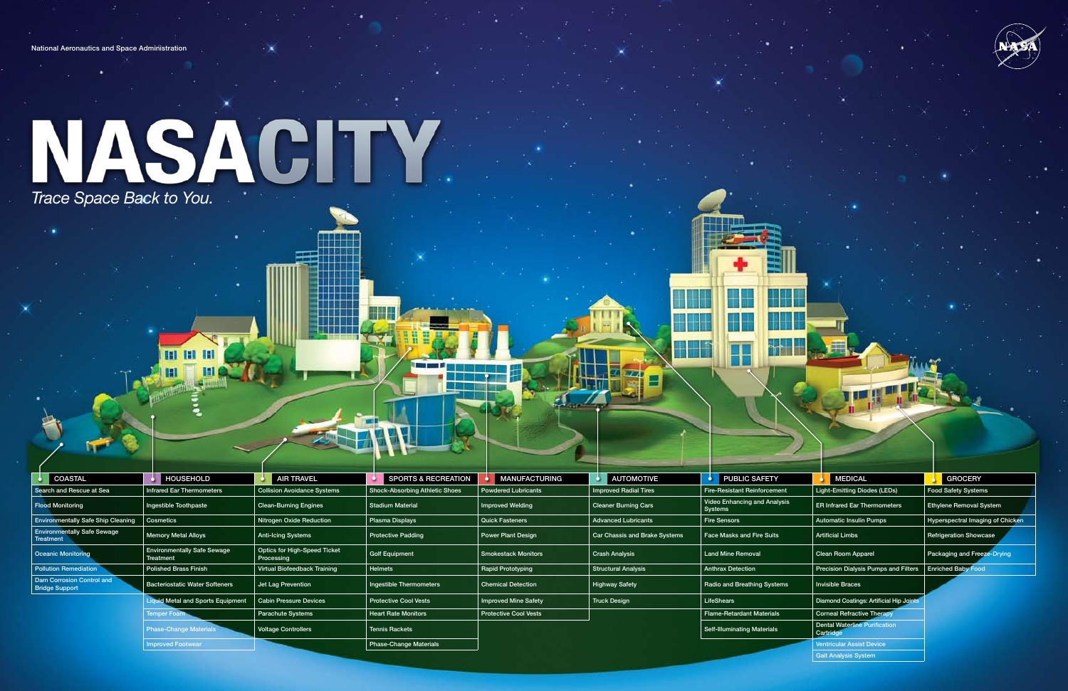National Aeronautics and Space Administration

# NASACITY

*Trace Space Back to You.*

| COASTAL | HOUSEHOLD | AIR TRAVEL | SPORTS & RECREATION | MANUFACTURING | AUTOMOTIVE | PUBLIC SAFETY | MEDICAL | GROCERY |
|---|---|---|---|---|---|---|---|---|
| Search and Rescue at Sea | Infrared Ear Thermometers | Collision Avoidance Systems | Shock-Absorbing Athletic Shoes | Powdered Lubricants | Improved Radial Tires | Fire-Resistant Reinforcement | Light-Emitting Diodes (LEDs) | Food Safety Systems |
| Flood Monitoring | Ingestible Toothpaste | Clean-Burning Engines | Stadium Material | Improved Welding | Cleaner Burning Cars | Video Enhancing and Analysis Systems | ER Infrared Ear Thermometers | Ethylene Removal System |
| Environmentally Safe Ship Cleaning | Cosmetics | Nitrogen Oxide Reduction | Plasma Displays | Quick Fasteners | Advanced Lubricants | Fire Sensors | Automatic Insulin Pumps | Hyperspectral Imaging of Chicken |
| Environmentally Safe Sewage Treatment | Memory Metal Alloys | Anti-Icing Systems | Protective Padding | Power Plant Design | Car Chassis and Brake Systems | Face Masks and Fire Suits | Artificial Limbs | Refrigeration Showcase |
| Oceanic Monitoring | Environmentally Safe Sewage Treatment | Optics for High-Speed Ticket Processing | Golf Equipment | Smokestack Monitors | Crash Analysis | Land Mine Removal | Clean Room Apparel | Packaging and Freeze-Drying |
| Pollution Remediation | Polished Brass Finish | Virtual Biofeedback Training | Helmets | Rapid Prototyping | Structural Analysis | Anthrax Detection | Precision Dialysis Pumps and Filters | Enriched Baby Food |
| Dam Corrosion Control and Bridge Support | Bacteriostatic Water Softeners | Jet Lag Prevention | Ingestible Thermometers | Chemical Detection | Highway Safety | Radio and Breathing Systems | Invisible Braces | |
| | Liquid Metal and Sports Equipment | Cabin Pressure Devices | Protective Cool Vests | Improved Mine Safety | Truck Design | LifeShears | Diamond Coatings: Artificial Hip Joints | |
| | Temper Foam | Parachute Systems | Heart Rate Monitors | Protective Cool Vests | | Flame-Retardant Materials | Corneal Refractive Therapy | |
| | Phase-Change Materials | Voltage Controllers | Tennis Rackets | | | Self-Illuminating Materials | Dental Waterline Purification Cartridge | |
| | Improved Footwear | | Phase-Change Materials | | | | Ventricular Assist Device | |
| | | | | | | | Gait Analysis System | |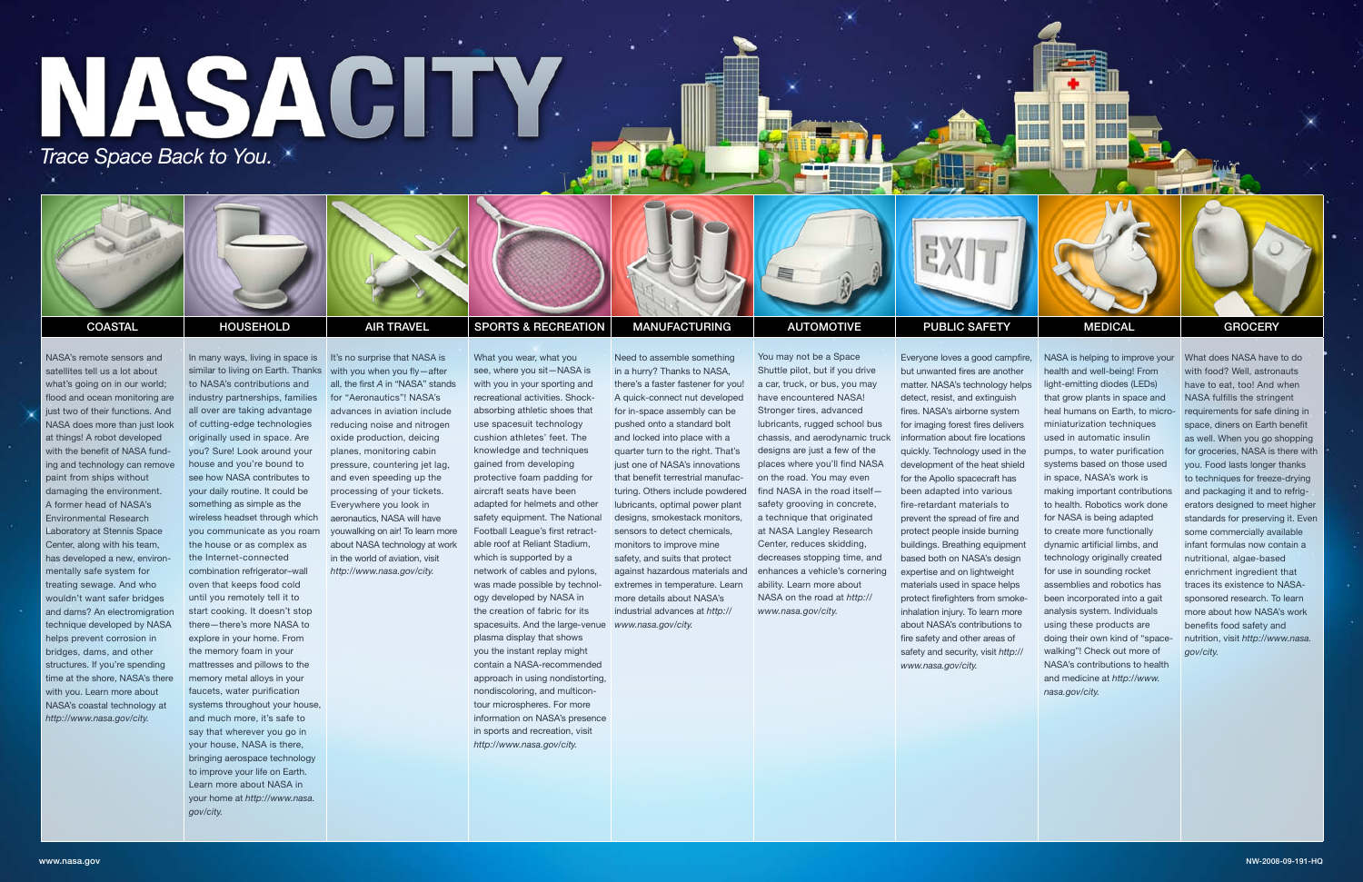# NASACITY

*Trace Space Back to You.*

## COASTAL

NASA's remote sensors and satellites tell us a lot about what's going on in our world; flood and ocean monitoring are just two of their functions. And NASA does more than just look at things! A robot developed with the benefit of NASA funding and technology can remove paint from ships without damaging the environment. A former head of NASA's Environmental Research Laboratory at Stennis Space Center, along with his team, has developed a new, environmentally safe system for treating sewage. And who wouldn't want safer bridges and dams? An electromigration technique developed by NASA helps prevent corrosion in bridges, dams, and other structures. If you're spending time at the shore, NASA's there with you. Learn more about NASA's coastal technology at *http://www.nasa.gov/city.*

## HOUSEHOLD

In many ways, living in space is similar to living on Earth. Thanks to NASA's contributions and industry partnerships, families all over are taking advantage of cutting-edge technologies originally used in space. Are you? Sure! Look around your house and you're bound to see how NASA contributes to your daily routine. It could be something as simple as the wireless headset through which you communicate as you roam the house or as complex as the Internet-connected combination refrigerator–wall oven that keeps food cold until you remotely tell it to start cooking. It doesn't stop there—there's more NASA to explore in your home. From the memory foam in your mattresses and pillows to the memory metal alloys in your faucets, water purification systems throughout your house, and much more, it's safe to say that wherever you go in your house, NASA is there, bringing aerospace technology to improve your life on Earth. Learn more about NASA in your home at *http://www.nasa.gov/city.*

## AIR TRAVEL

It's no surprise that NASA is with you when you fly—after all, the first *A* in "NASA" stands for "Aeronautics"! NASA's advances in aviation include reducing noise and nitrogen oxide production, deicing planes, monitoring cabin pressure, countering jet lag, and even speeding up the processing of your tickets. Everywhere you look in aeronautics, NASA will have youwalking on air! To learn more about NASA technology at work in the world of aviation, visit *http://www.nasa.gov/city.*

## SPORTS & RECREATION

What you wear, what you see, where you sit—NASA is with you in your sporting and recreational activities. Shock-absorbing athletic shoes that use spacesuit technology cushion athletes' feet. The knowledge and techniques gained from developing protective foam padding for aircraft seats have been adapted for helmets and other safety equipment. The National Football League's first retractable roof at Reliant Stadium, which is supported by a network of cables and pylons, was made possible by technology developed by NASA in the creation of fabric for its spacesuits. And the large-venue plasma display that shows you the instant replay might contain a NASA-recommended approach in using nondistorting, nondiscoloring, and multicontour microspheres. For more information on NASA's presence in sports and recreation, visit *http://www.nasa.gov/city.*

## MANUFACTURING

Need to assemble something in a hurry? Thanks to NASA, there's a faster fastener for you! A quick-connect nut developed for in-space assembly can be pushed onto a standard bolt and locked into place with a quarter turn to the right. That's just one of NASA's innovations that benefit terrestrial manufacturing. Others include powdered lubricants, optimal power plant designs, smokestack monitors, sensors to detect chemicals, monitors to improve mine safety, and suits that protect against hazardous materials and extremes in temperature. Learn more details about NASA's industrial advances at *http://www.nasa.gov/city.*

## AUTOMOTIVE

You may not be a Space Shuttle pilot, but if you drive a car, truck, or bus, you may have encountered NASA! Stronger tires, advanced lubricants, rugged school bus chassis, and aerodynamic truck designs are just a few of the places where you'll find NASA on the road. You may even find NASA in the road itself—safety grooving in concrete, a technique that originated at NASA Langley Research Center, reduces skidding, decreases stopping time, and enhances a vehicle's cornering ability. Learn more about NASA on the road at *http://www.nasa.gov/city.*

## PUBLIC SAFETY

Everyone loves a good campfire, but unwanted fires are another matter. NASA's technology helps detect, resist, and extinguish fires. NASA's airborne system for imaging forest fires delivers information about fire locations quickly. Technology used in the development of the heat shield for the Apollo spacecraft has been adapted into various fire-retardant materials to prevent the spread of fire and protect people inside burning buildings. Breathing equipment based both on NASA's design expertise and on lightweight materials used in space helps protect firefighters from smoke-inhalation injury. To learn more about NASA's contributions to fire safety and other areas of safety and security, visit *http://www.nasa.gov/city.*

## MEDICAL

NASA is helping to improve your health and well-being! From light-emitting diodes (LEDs) that grow plants in space and heal humans on Earth, to miniaturization techniques used in automatic insulin pumps, to water purification systems based on those used in space, NASA's work is making important contributions to health. Robotics work done for NASA is being adapted to create more functionally dynamic artificial limbs, and technology originally created for use in sounding rocket assemblies and robotics has been incorporated into a gait analysis system. Individuals using these products are doing their own kind of "spacewalking"! Check out more of NASA's contributions to health and medicine at *http://www.nasa.gov/city.*

## GROCERY

What does NASA have to do with food? Well, astronauts have to eat, too! And when NASA fulfills the stringent requirements for safe dining in space, diners on Earth benefit as well. When you go shopping for groceries, NASA is there with you. Food lasts longer thanks to techniques for freeze-drying and packaging it and to refrigerators designed to meet higher standards for preserving it. Even some commercially available infant formulas now contain a nutritional, algae-based enrichment ingredient that traces its existence to NASA-sponsored research. To learn more about how NASA's work benefits food safety and nutrition, visit *http://www.nasa.gov/city.*

www.nasa.gov

NW-2008-09-191-HQ